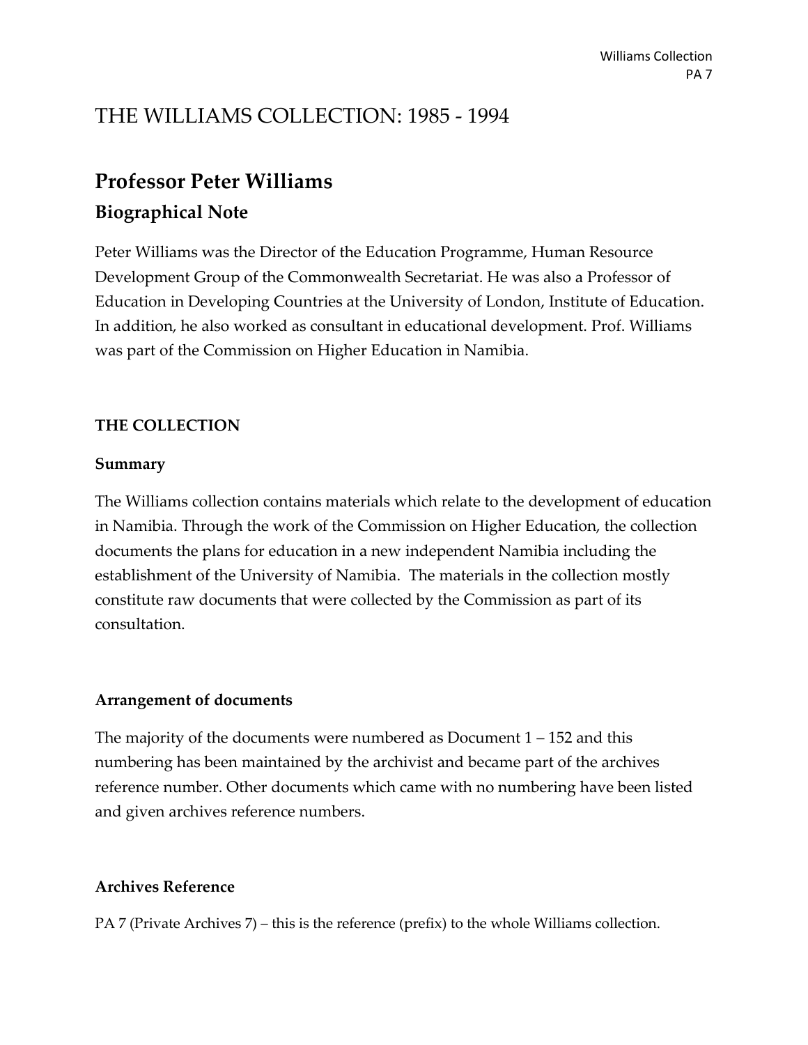# THE WILLIAMS COLLECTION: 1985 - 1994

## Professor Peter Williams

### Biographical Note

Peter Williams was the Director of the Education Programme, Human Resource Development Group of the Commonwealth Secretariat. He was also a Professor of Education in Developing Countries at the University of London, Institute of Education. In addition, he also worked as consultant in educational development. Prof. Williams was part of the Commission on Higher Education in Namibia.

#### THE COLLECTION

#### Summary

The Williams collection contains materials which relate to the development of education in Namibia. Through the work of the Commission on Higher Education, the collection documents the plans for education in a new independent Namibia including the establishment of the University of Namibia. The materials in the collection mostly constitute raw documents that were collected by the Commission as part of its consultation.

#### Arrangement of documents

The majority of the documents were numbered as Document 1 – 152 and this numbering has been maintained by the archivist and became part of the archives reference number. Other documents which came with no numbering have been listed and given archives reference numbers.

#### Archives Reference

PA 7 (Private Archives 7) – this is the reference (prefix) to the whole Williams collection.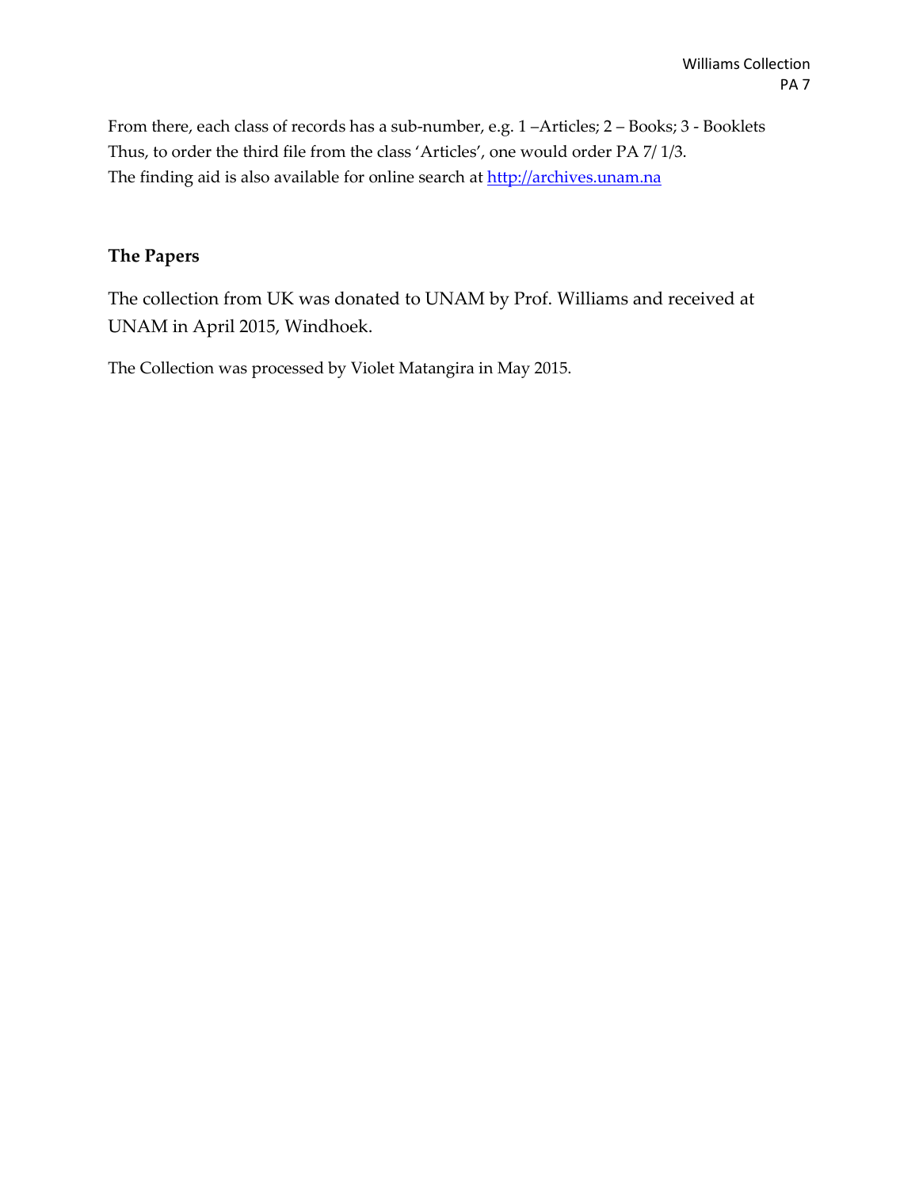From there, each class of records has a sub-number, e.g. 1 –Articles; 2 – Books; 3 - Booklets
Thus, to order the third file from the class 'Articles', one would order PA 7/ 1/3.
The finding aid is also available for online search at [http://archives.unam.na](http://archives.unam.na)

## The Papers

The collection from UK was donated to UNAM by Prof. Williams and received at UNAM in April 2015, Windhoek.

The Collection was processed by Violet Matangira in May 2015.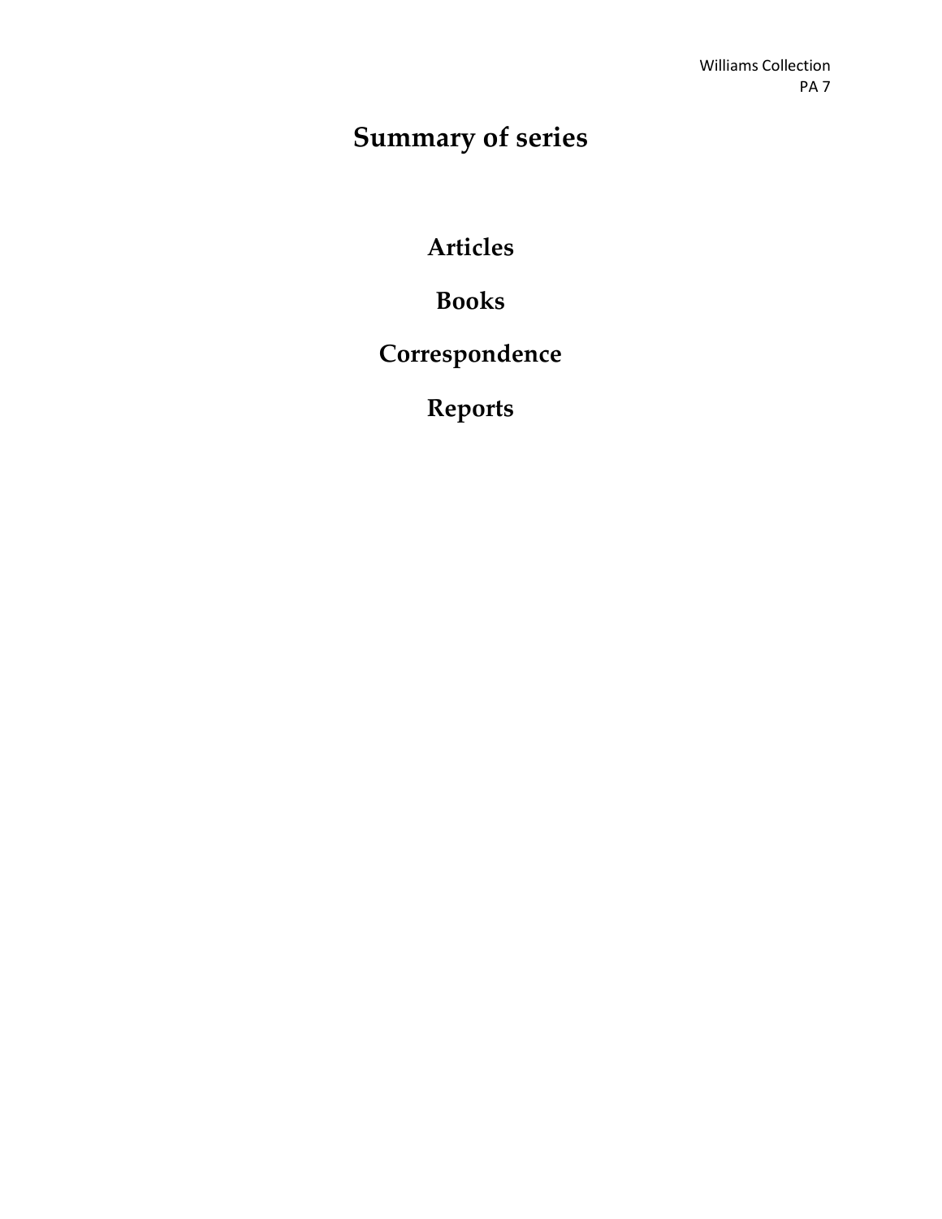# Summary of series

**Articles**

**Books**

**Correspondence**

**Reports**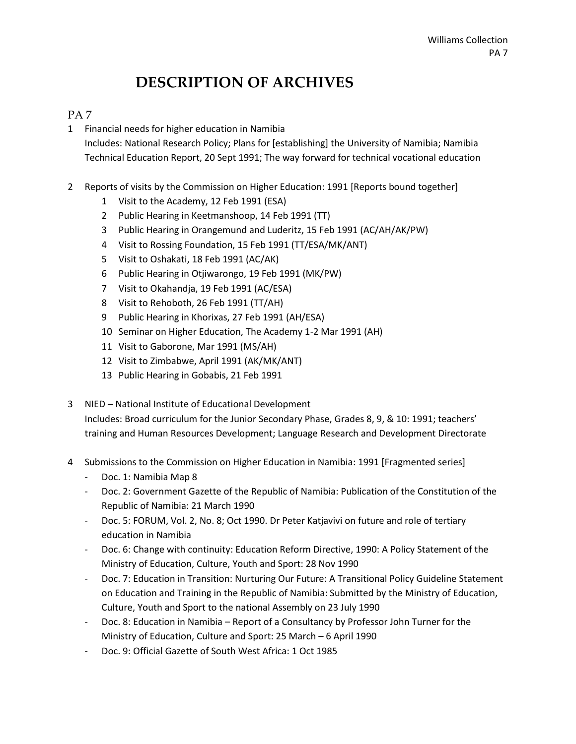# DESCRIPTION OF ARCHIVES

## PA 7

1 Financial needs for higher education in Namibia
  Includes: National Research Policy; Plans for [establishing] the University of Namibia; Namibia Technical Education Report, 20 Sept 1991; The way forward for technical vocational education

2 Reports of visits by the Commission on Higher Education: 1991 [Reports bound together]
  1 Visit to the Academy, 12 Feb 1991 (ESA)
  2 Public Hearing in Keetmanshoop, 14 Feb 1991 (TT)
  3 Public Hearing in Orangemund and Luderitz, 15 Feb 1991 (AC/AH/AK/PW)
  4 Visit to Rossing Foundation, 15 Feb 1991 (TT/ESA/MK/ANT)
  5 Visit to Oshakati, 18 Feb 1991 (AC/AK)
  6 Public Hearing in Otjiwarongo, 19 Feb 1991 (MK/PW)
  7 Visit to Okahandja, 19 Feb 1991 (AC/ESA)
  8 Visit to Rehoboth, 26 Feb 1991 (TT/AH)
  9 Public Hearing in Khorixas, 27 Feb 1991 (AH/ESA)
  10 Seminar on Higher Education, The Academy 1-2 Mar 1991 (AH)
  11 Visit to Gaborone, Mar 1991 (MS/AH)
  12 Visit to Zimbabwe, April 1991 (AK/MK/ANT)
  13 Public Hearing in Gobabis, 21 Feb 1991

3 NIED – National Institute of Educational Development
  Includes: Broad curriculum for the Junior Secondary Phase, Grades 8, 9, & 10: 1991; teachers' training and Human Resources Development; Language Research and Development Directorate

4 Submissions to the Commission on Higher Education in Namibia: 1991 [Fragmented series]
  - Doc. 1: Namibia Map 8
  - Doc. 2: Government Gazette of the Republic of Namibia: Publication of the Constitution of the Republic of Namibia: 21 March 1990
  - Doc. 5: FORUM, Vol. 2, No. 8; Oct 1990. Dr Peter Katjavivi on future and role of tertiary education in Namibia
  - Doc. 6: Change with continuity: Education Reform Directive, 1990: A Policy Statement of the Ministry of Education, Culture, Youth and Sport: 28 Nov 1990
  - Doc. 7: Education in Transition: Nurturing Our Future: A Transitional Policy Guideline Statement on Education and Training in the Republic of Namibia: Submitted by the Ministry of Education, Culture, Youth and Sport to the national Assembly on 23 July 1990
  - Doc. 8: Education in Namibia – Report of a Consultancy by Professor John Turner for the Ministry of Education, Culture and Sport: 25 March – 6 April 1990
  - Doc. 9: Official Gazette of South West Africa: 1 Oct 1985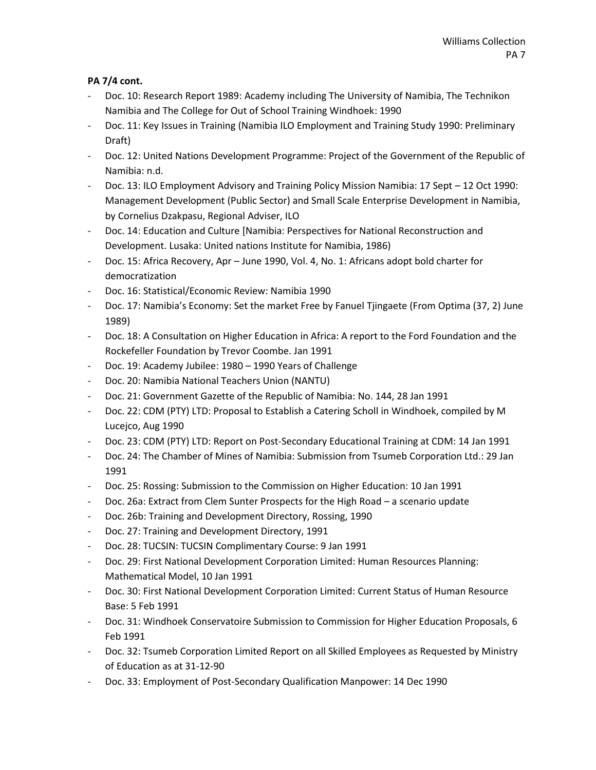**PA 7/4 cont.**

- Doc. 10: Research Report 1989: Academy including The University of Namibia, The Technikon Namibia and The College for Out of School Training Windhoek: 1990
- Doc. 11: Key Issues in Training (Namibia ILO Employment and Training Study 1990: Preliminary Draft)
- Doc. 12: United Nations Development Programme: Project of the Government of the Republic of Namibia: n.d.
- Doc. 13: ILO Employment Advisory and Training Policy Mission Namibia: 17 Sept – 12 Oct 1990: Management Development (Public Sector) and Small Scale Enterprise Development in Namibia, by Cornelius Dzakpasu, Regional Adviser, ILO
- Doc. 14: Education and Culture [Namibia: Perspectives for National Reconstruction and Development. Lusaka: United nations Institute for Namibia, 1986)
- Doc. 15: Africa Recovery, Apr – June 1990, Vol. 4, No. 1: Africans adopt bold charter for democratization
- Doc. 16: Statistical/Economic Review: Namibia 1990
- Doc. 17: Namibia's Economy: Set the market Free by Fanuel Tjingaete (From Optima (37, 2) June 1989)
- Doc. 18: A Consultation on Higher Education in Africa: A report to the Ford Foundation and the Rockefeller Foundation by Trevor Coombe. Jan 1991
- Doc. 19: Academy Jubilee: 1980 – 1990 Years of Challenge
- Doc. 20: Namibia National Teachers Union (NANTU)
- Doc. 21: Government Gazette of the Republic of Namibia: No. 144, 28 Jan 1991
- Doc. 22: CDM (PTY) LTD: Proposal to Establish a Catering Scholl in Windhoek, compiled by M Lucejco, Aug 1990
- Doc. 23: CDM (PTY) LTD: Report on Post-Secondary Educational Training at CDM: 14 Jan 1991
- Doc. 24: The Chamber of Mines of Namibia: Submission from Tsumeb Corporation Ltd.: 29 Jan 1991
- Doc. 25: Rossing: Submission to the Commission on Higher Education: 10 Jan 1991
- Doc. 26a: Extract from Clem Sunter Prospects for the High Road – a scenario update
- Doc. 26b: Training and Development Directory, Rossing, 1990
- Doc. 27: Training and Development Directory, 1991
- Doc. 28: TUCSIN: TUCSIN Complimentary Course: 9 Jan 1991
- Doc. 29: First National Development Corporation Limited: Human Resources Planning: Mathematical Model, 10 Jan 1991
- Doc. 30: First National Development Corporation Limited: Current Status of Human Resource Base: 5 Feb 1991
- Doc. 31: Windhoek Conservatoire Submission to Commission for Higher Education Proposals, 6 Feb 1991
- Doc. 32: Tsumeb Corporation Limited Report on all Skilled Employees as Requested by Ministry of Education as at 31-12-90
- Doc. 33: Employment of Post-Secondary Qualification Manpower: 14 Dec 1990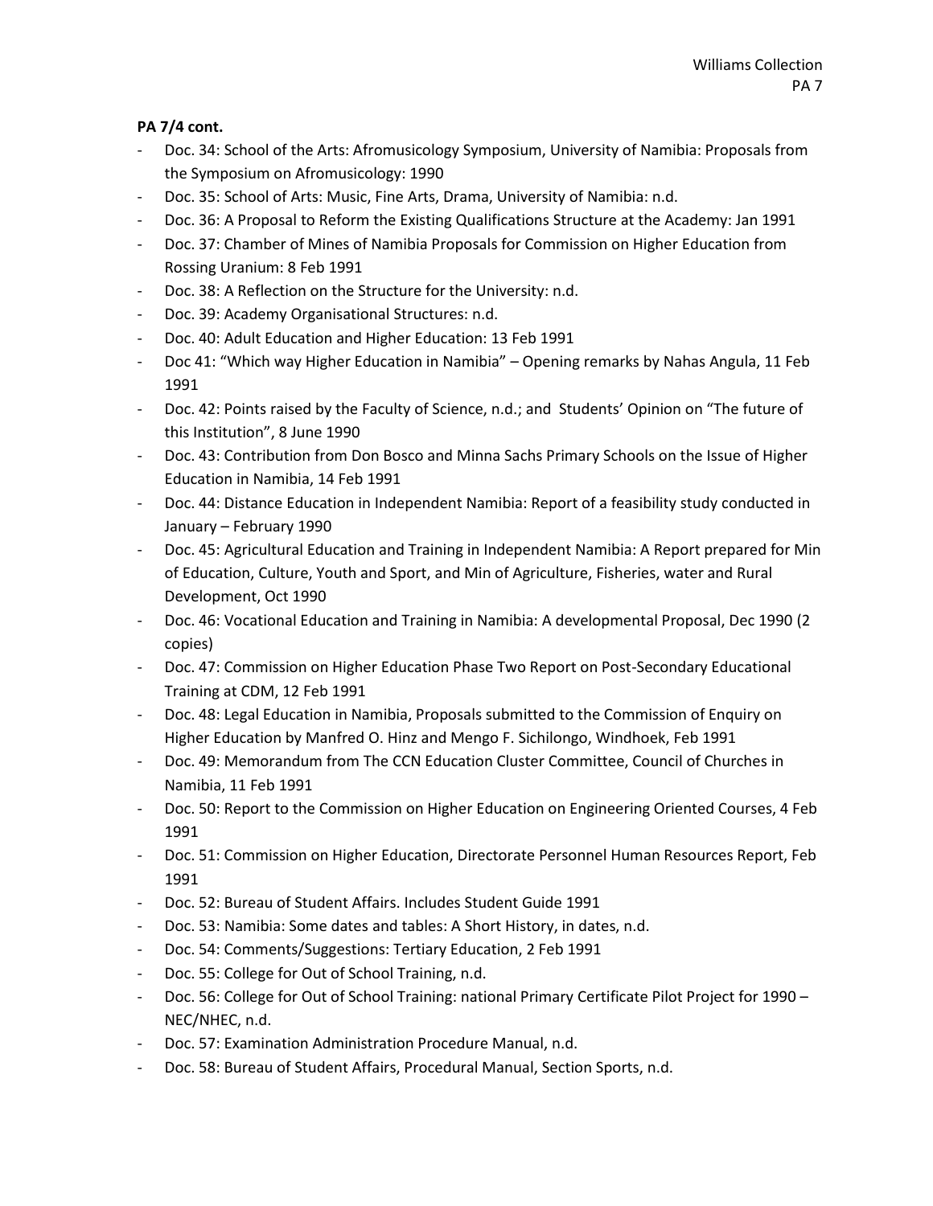**PA 7/4 cont.**

- Doc. 34: School of the Arts: Afromusicology Symposium, University of Namibia: Proposals from the Symposium on Afromusicology: 1990
- Doc. 35: School of Arts: Music, Fine Arts, Drama, University of Namibia: n.d.
- Doc. 36: A Proposal to Reform the Existing Qualifications Structure at the Academy: Jan 1991
- Doc. 37: Chamber of Mines of Namibia Proposals for Commission on Higher Education from Rossing Uranium: 8 Feb 1991
- Doc. 38: A Reflection on the Structure for the University: n.d.
- Doc. 39: Academy Organisational Structures: n.d.
- Doc. 40: Adult Education and Higher Education: 13 Feb 1991
- Doc 41: "Which way Higher Education in Namibia" – Opening remarks by Nahas Angula, 11 Feb 1991
- Doc. 42: Points raised by the Faculty of Science, n.d.; and Students' Opinion on "The future of this Institution", 8 June 1990
- Doc. 43: Contribution from Don Bosco and Minna Sachs Primary Schools on the Issue of Higher Education in Namibia, 14 Feb 1991
- Doc. 44: Distance Education in Independent Namibia: Report of a feasibility study conducted in January – February 1990
- Doc. 45: Agricultural Education and Training in Independent Namibia: A Report prepared for Min of Education, Culture, Youth and Sport, and Min of Agriculture, Fisheries, water and Rural Development, Oct 1990
- Doc. 46: Vocational Education and Training in Namibia: A developmental Proposal, Dec 1990 (2 copies)
- Doc. 47: Commission on Higher Education Phase Two Report on Post-Secondary Educational Training at CDM, 12 Feb 1991
- Doc. 48: Legal Education in Namibia, Proposals submitted to the Commission of Enquiry on Higher Education by Manfred O. Hinz and Mengo F. Sichilongo, Windhoek, Feb 1991
- Doc. 49: Memorandum from The CCN Education Cluster Committee, Council of Churches in Namibia, 11 Feb 1991
- Doc. 50: Report to the Commission on Higher Education on Engineering Oriented Courses, 4 Feb 1991
- Doc. 51: Commission on Higher Education, Directorate Personnel Human Resources Report, Feb 1991
- Doc. 52: Bureau of Student Affairs. Includes Student Guide 1991
- Doc. 53: Namibia: Some dates and tables: A Short History, in dates, n.d.
- Doc. 54: Comments/Suggestions: Tertiary Education, 2 Feb 1991
- Doc. 55: College for Out of School Training, n.d.
- Doc. 56: College for Out of School Training: national Primary Certificate Pilot Project for 1990 – NEC/NHEC, n.d.
- Doc. 57: Examination Administration Procedure Manual, n.d.
- Doc. 58: Bureau of Student Affairs, Procedural Manual, Section Sports, n.d.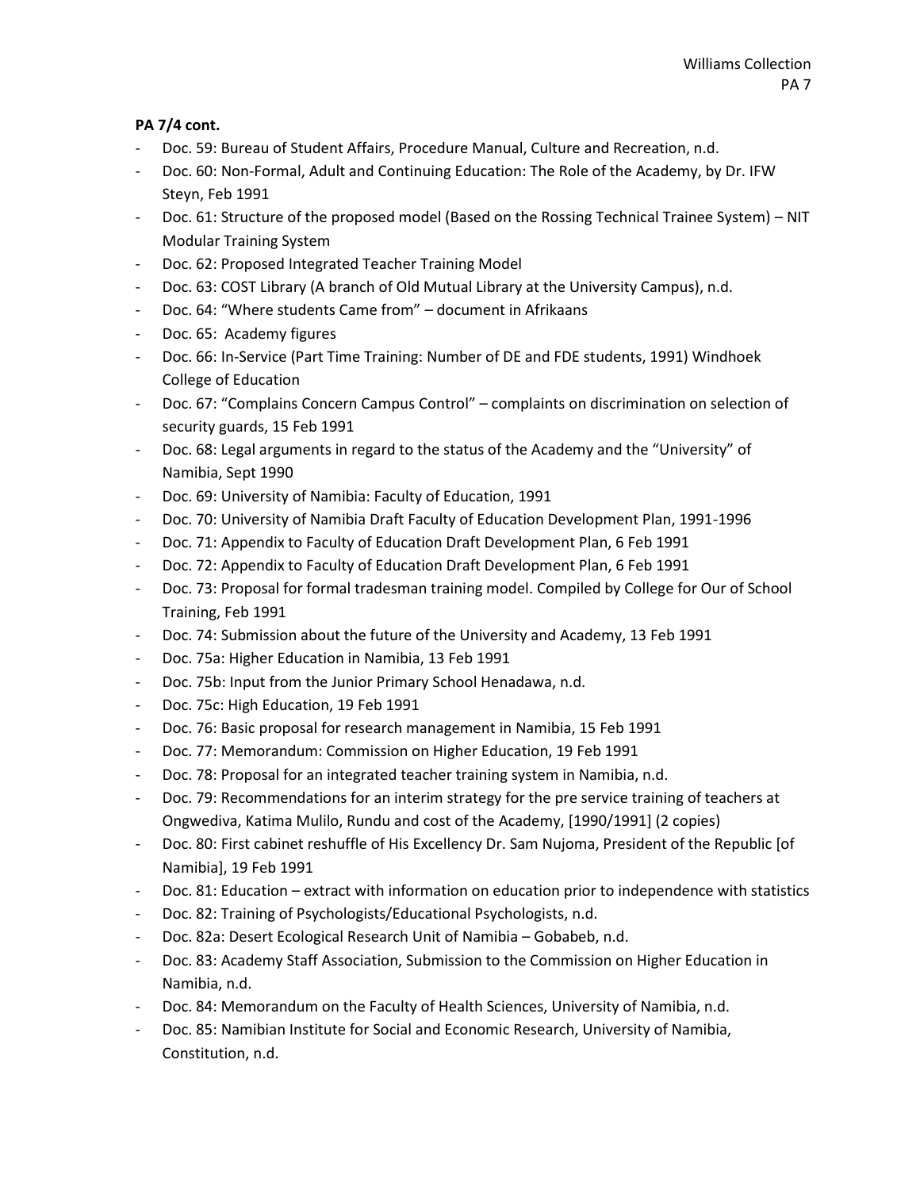**PA 7/4 cont.**

- Doc. 59: Bureau of Student Affairs, Procedure Manual, Culture and Recreation, n.d.
- Doc. 60: Non-Formal, Adult and Continuing Education: The Role of the Academy, by Dr. IFW Steyn, Feb 1991
- Doc. 61: Structure of the proposed model (Based on the Rossing Technical Trainee System) – NIT Modular Training System
- Doc. 62: Proposed Integrated Teacher Training Model
- Doc. 63: COST Library (A branch of Old Mutual Library at the University Campus), n.d.
- Doc. 64: "Where students Came from" – document in Afrikaans
- Doc. 65: Academy figures
- Doc. 66: In-Service (Part Time Training: Number of DE and FDE students, 1991) Windhoek College of Education
- Doc. 67: "Complains Concern Campus Control" – complaints on discrimination on selection of security guards, 15 Feb 1991
- Doc. 68: Legal arguments in regard to the status of the Academy and the "University" of Namibia, Sept 1990
- Doc. 69: University of Namibia: Faculty of Education, 1991
- Doc. 70: University of Namibia Draft Faculty of Education Development Plan, 1991-1996
- Doc. 71: Appendix to Faculty of Education Draft Development Plan, 6 Feb 1991
- Doc. 72: Appendix to Faculty of Education Draft Development Plan, 6 Feb 1991
- Doc. 73: Proposal for formal tradesman training model. Compiled by College for Our of School Training, Feb 1991
- Doc. 74: Submission about the future of the University and Academy, 13 Feb 1991
- Doc. 75a: Higher Education in Namibia, 13 Feb 1991
- Doc. 75b: Input from the Junior Primary School Henadawa, n.d.
- Doc. 75c: High Education, 19 Feb 1991
- Doc. 76: Basic proposal for research management in Namibia, 15 Feb 1991
- Doc. 77: Memorandum: Commission on Higher Education, 19 Feb 1991
- Doc. 78: Proposal for an integrated teacher training system in Namibia, n.d.
- Doc. 79: Recommendations for an interim strategy for the pre service training of teachers at Ongwediva, Katima Mulilo, Rundu and cost of the Academy, [1990/1991] (2 copies)
- Doc. 80: First cabinet reshuffle of His Excellency Dr. Sam Nujoma, President of the Republic [of Namibia], 19 Feb 1991
- Doc. 81: Education – extract with information on education prior to independence with statistics
- Doc. 82: Training of Psychologists/Educational Psychologists, n.d.
- Doc. 82a: Desert Ecological Research Unit of Namibia – Gobabeb, n.d.
- Doc. 83: Academy Staff Association, Submission to the Commission on Higher Education in Namibia, n.d.
- Doc. 84: Memorandum on the Faculty of Health Sciences, University of Namibia, n.d.
- Doc. 85: Namibian Institute for Social and Economic Research, University of Namibia, Constitution, n.d.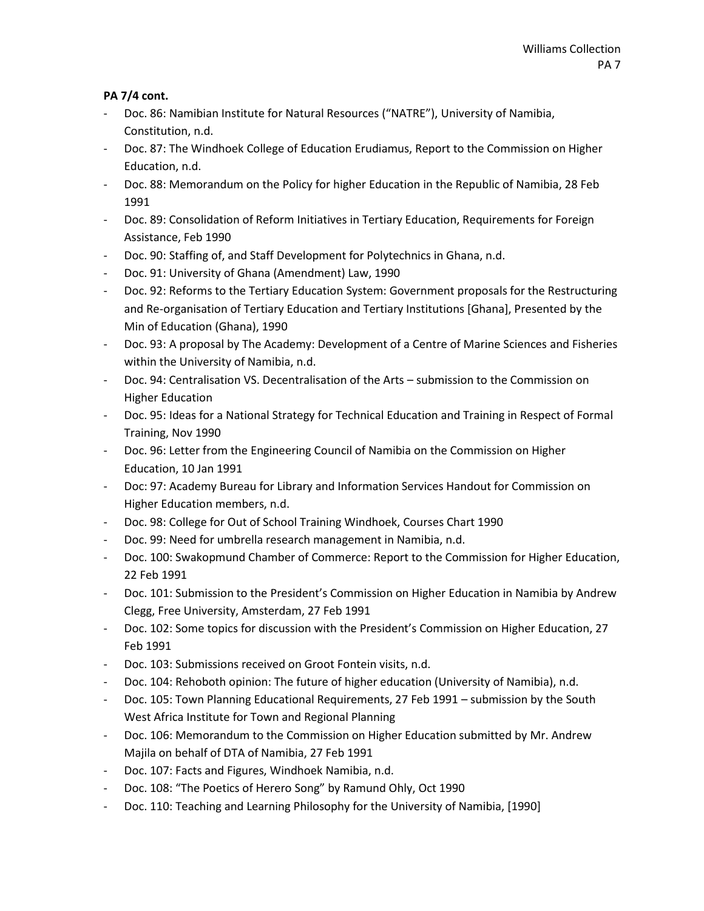**PA 7/4 cont.**

- Doc. 86: Namibian Institute for Natural Resources ("NATRE"), University of Namibia, Constitution, n.d.
- Doc. 87: The Windhoek College of Education Erudiamus, Report to the Commission on Higher Education, n.d.
- Doc. 88: Memorandum on the Policy for higher Education in the Republic of Namibia, 28 Feb 1991
- Doc. 89: Consolidation of Reform Initiatives in Tertiary Education, Requirements for Foreign Assistance, Feb 1990
- Doc. 90: Staffing of, and Staff Development for Polytechnics in Ghana, n.d.
- Doc. 91: University of Ghana (Amendment) Law, 1990
- Doc. 92: Reforms to the Tertiary Education System: Government proposals for the Restructuring and Re-organisation of Tertiary Education and Tertiary Institutions [Ghana], Presented by the Min of Education (Ghana), 1990
- Doc. 93: A proposal by The Academy: Development of a Centre of Marine Sciences and Fisheries within the University of Namibia, n.d.
- Doc. 94: Centralisation VS. Decentralisation of the Arts – submission to the Commission on Higher Education
- Doc. 95: Ideas for a National Strategy for Technical Education and Training in Respect of Formal Training, Nov 1990
- Doc. 96: Letter from the Engineering Council of Namibia on the Commission on Higher Education, 10 Jan 1991
- Doc: 97: Academy Bureau for Library and Information Services Handout for Commission on Higher Education members, n.d.
- Doc. 98: College for Out of School Training Windhoek, Courses Chart 1990
- Doc. 99: Need for umbrella research management in Namibia, n.d.
- Doc. 100: Swakopmund Chamber of Commerce: Report to the Commission for Higher Education, 22 Feb 1991
- Doc. 101: Submission to the President's Commission on Higher Education in Namibia by Andrew Clegg, Free University, Amsterdam, 27 Feb 1991
- Doc. 102: Some topics for discussion with the President's Commission on Higher Education, 27 Feb 1991
- Doc. 103: Submissions received on Groot Fontein visits, n.d.
- Doc. 104: Rehoboth opinion: The future of higher education (University of Namibia), n.d.
- Doc. 105: Town Planning Educational Requirements, 27 Feb 1991 – submission by the South West Africa Institute for Town and Regional Planning
- Doc. 106: Memorandum to the Commission on Higher Education submitted by Mr. Andrew Majila on behalf of DTA of Namibia, 27 Feb 1991
- Doc. 107: Facts and Figures, Windhoek Namibia, n.d.
- Doc. 108: "The Poetics of Herero Song" by Ramund Ohly, Oct 1990
- Doc. 110: Teaching and Learning Philosophy for the University of Namibia, [1990]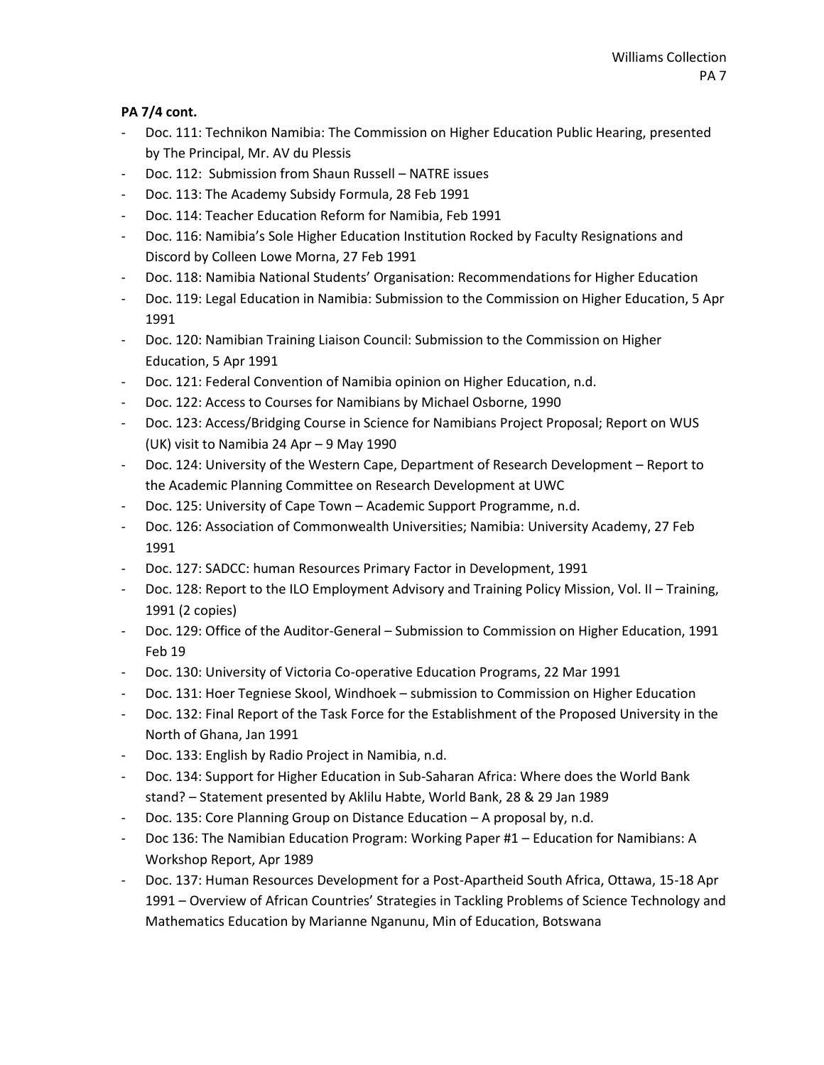**PA 7/4 cont.**

- Doc. 111: Technikon Namibia: The Commission on Higher Education Public Hearing, presented by The Principal, Mr. AV du Plessis
- Doc. 112: Submission from Shaun Russell – NATRE issues
- Doc. 113: The Academy Subsidy Formula, 28 Feb 1991
- Doc. 114: Teacher Education Reform for Namibia, Feb 1991
- Doc. 116: Namibia's Sole Higher Education Institution Rocked by Faculty Resignations and Discord by Colleen Lowe Morna, 27 Feb 1991
- Doc. 118: Namibia National Students' Organisation: Recommendations for Higher Education
- Doc. 119: Legal Education in Namibia: Submission to the Commission on Higher Education, 5 Apr 1991
- Doc. 120: Namibian Training Liaison Council: Submission to the Commission on Higher Education, 5 Apr 1991
- Doc. 121: Federal Convention of Namibia opinion on Higher Education, n.d.
- Doc. 122: Access to Courses for Namibians by Michael Osborne, 1990
- Doc. 123: Access/Bridging Course in Science for Namibians Project Proposal; Report on WUS (UK) visit to Namibia 24 Apr – 9 May 1990
- Doc. 124: University of the Western Cape, Department of Research Development – Report to the Academic Planning Committee on Research Development at UWC
- Doc. 125: University of Cape Town – Academic Support Programme, n.d.
- Doc. 126: Association of Commonwealth Universities; Namibia: University Academy, 27 Feb 1991
- Doc. 127: SADCC: human Resources Primary Factor in Development, 1991
- Doc. 128: Report to the ILO Employment Advisory and Training Policy Mission, Vol. II – Training, 1991 (2 copies)
- Doc. 129: Office of the Auditor-General – Submission to Commission on Higher Education, 1991 Feb 19
- Doc. 130: University of Victoria Co-operative Education Programs, 22 Mar 1991
- Doc. 131: Hoer Tegniese Skool, Windhoek – submission to Commission on Higher Education
- Doc. 132: Final Report of the Task Force for the Establishment of the Proposed University in the North of Ghana, Jan 1991
- Doc. 133: English by Radio Project in Namibia, n.d.
- Doc. 134: Support for Higher Education in Sub-Saharan Africa: Where does the World Bank stand? – Statement presented by Aklilu Habte, World Bank, 28 & 29 Jan 1989
- Doc. 135: Core Planning Group on Distance Education – A proposal by, n.d.
- Doc 136: The Namibian Education Program: Working Paper #1 – Education for Namibians: A Workshop Report, Apr 1989
- Doc. 137: Human Resources Development for a Post-Apartheid South Africa, Ottawa, 15-18 Apr 1991 – Overview of African Countries' Strategies in Tackling Problems of Science Technology and Mathematics Education by Marianne Nganunu, Min of Education, Botswana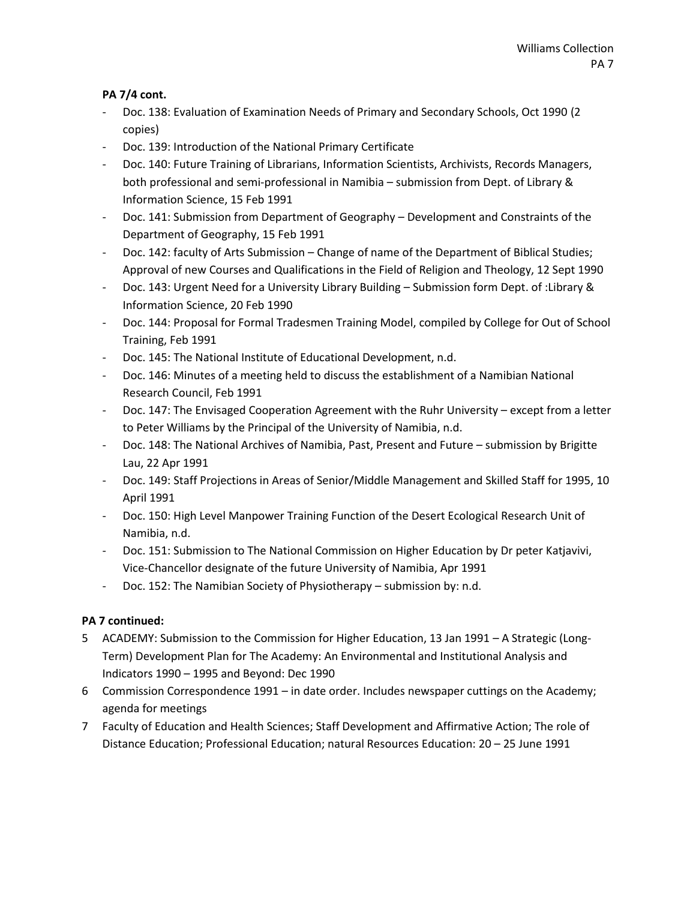**PA 7/4 cont.**

- Doc. 138: Evaluation of Examination Needs of Primary and Secondary Schools, Oct 1990 (2 copies)
- Doc. 139: Introduction of the National Primary Certificate
- Doc. 140: Future Training of Librarians, Information Scientists, Archivists, Records Managers, both professional and semi-professional in Namibia – submission from Dept. of Library & Information Science, 15 Feb 1991
- Doc. 141: Submission from Department of Geography – Development and Constraints of the Department of Geography, 15 Feb 1991
- Doc. 142: faculty of Arts Submission – Change of name of the Department of Biblical Studies; Approval of new Courses and Qualifications in the Field of Religion and Theology, 12 Sept 1990
- Doc. 143: Urgent Need for a University Library Building – Submission form Dept. of :Library & Information Science, 20 Feb 1990
- Doc. 144: Proposal for Formal Tradesmen Training Model, compiled by College for Out of School Training, Feb 1991
- Doc. 145: The National Institute of Educational Development, n.d.
- Doc. 146: Minutes of a meeting held to discuss the establishment of a Namibian National Research Council, Feb 1991
- Doc. 147: The Envisaged Cooperation Agreement with the Ruhr University – except from a letter to Peter Williams by the Principal of the University of Namibia, n.d.
- Doc. 148: The National Archives of Namibia, Past, Present and Future – submission by Brigitte Lau, 22 Apr 1991
- Doc. 149: Staff Projections in Areas of Senior/Middle Management and Skilled Staff for 1995, 10 April 1991
- Doc. 150: High Level Manpower Training Function of the Desert Ecological Research Unit of Namibia, n.d.
- Doc. 151: Submission to The National Commission on Higher Education by Dr peter Katjavivi, Vice-Chancellor designate of the future University of Namibia, Apr 1991
- Doc. 152: The Namibian Society of Physiotherapy – submission by: n.d.

**PA 7 continued:**

5 ACADEMY: Submission to the Commission for Higher Education, 13 Jan 1991 – A Strategic (Long-Term) Development Plan for The Academy: An Environmental and Institutional Analysis and Indicators 1990 – 1995 and Beyond: Dec 1990

6 Commission Correspondence 1991 – in date order. Includes newspaper cuttings on the Academy; agenda for meetings

7 Faculty of Education and Health Sciences; Staff Development and Affirmative Action; The role of Distance Education; Professional Education; natural Resources Education: 20 – 25 June 1991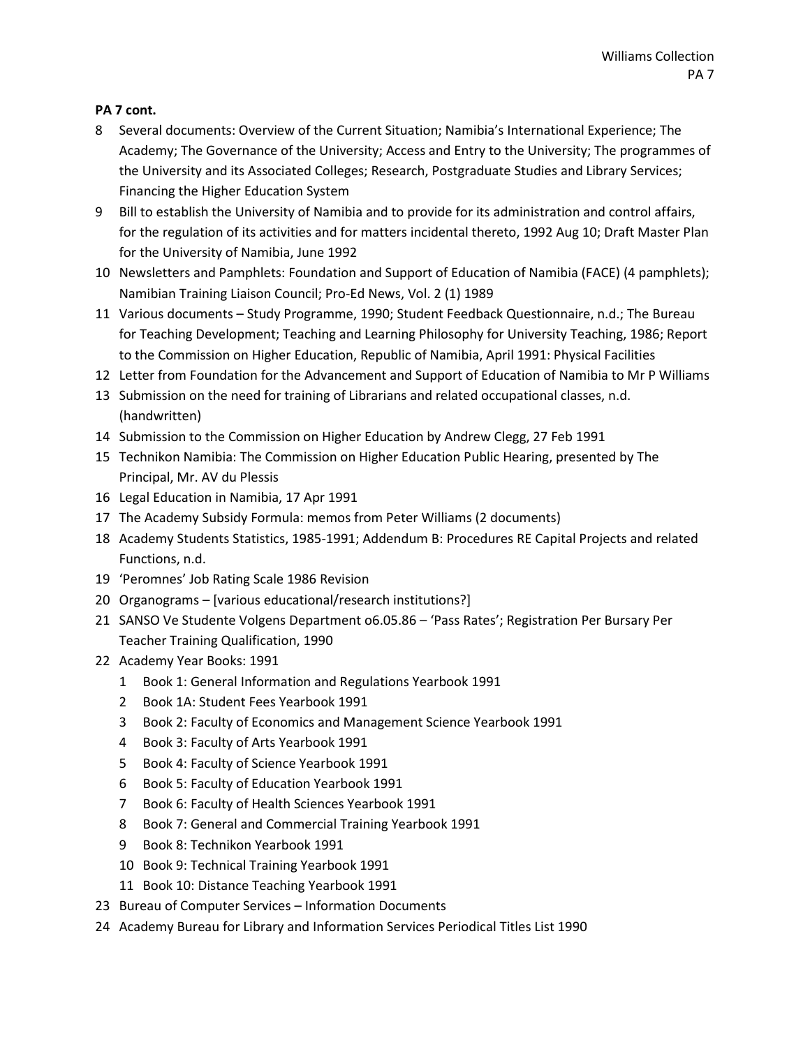**PA 7 cont.**

8 Several documents: Overview of the Current Situation; Namibia's International Experience; The Academy; The Governance of the University; Access and Entry to the University; The programmes of the University and its Associated Colleges; Research, Postgraduate Studies and Library Services; Financing the Higher Education System

9 Bill to establish the University of Namibia and to provide for its administration and control affairs, for the regulation of its activities and for matters incidental thereto, 1992 Aug 10; Draft Master Plan for the University of Namibia, June 1992

10 Newsletters and Pamphlets: Foundation and Support of Education of Namibia (FACE) (4 pamphlets); Namibian Training Liaison Council; Pro-Ed News, Vol. 2 (1) 1989

11 Various documents – Study Programme, 1990; Student Feedback Questionnaire, n.d.; The Bureau for Teaching Development; Teaching and Learning Philosophy for University Teaching, 1986; Report to the Commission on Higher Education, Republic of Namibia, April 1991: Physical Facilities

12 Letter from Foundation for the Advancement and Support of Education of Namibia to Mr P Williams

13 Submission on the need for training of Librarians and related occupational classes, n.d. (handwritten)

14 Submission to the Commission on Higher Education by Andrew Clegg, 27 Feb 1991

15 Technikon Namibia: The Commission on Higher Education Public Hearing, presented by The Principal, Mr. AV du Plessis

16 Legal Education in Namibia, 17 Apr 1991

17 The Academy Subsidy Formula: memos from Peter Williams (2 documents)

18 Academy Students Statistics, 1985-1991; Addendum B: Procedures RE Capital Projects and related Functions, n.d.

19 'Peromnes' Job Rating Scale 1986 Revision

20 Organograms – [various educational/research institutions?]

21 SANSO Ve Studente Volgens Department o6.05.86 – 'Pass Rates'; Registration Per Bursary Per Teacher Training Qualification, 1990

22 Academy Year Books: 1991

    1 Book 1: General Information and Regulations Yearbook 1991
    2 Book 1A: Student Fees Yearbook 1991
    3 Book 2: Faculty of Economics and Management Science Yearbook 1991
    4 Book 3: Faculty of Arts Yearbook 1991
    5 Book 4: Faculty of Science Yearbook 1991
    6 Book 5: Faculty of Education Yearbook 1991
    7 Book 6: Faculty of Health Sciences Yearbook 1991
    8 Book 7: General and Commercial Training Yearbook 1991
    9 Book 8: Technikon Yearbook 1991
    10 Book 9: Technical Training Yearbook 1991
    11 Book 10: Distance Teaching Yearbook 1991

23 Bureau of Computer Services – Information Documents

24 Academy Bureau for Library and Information Services Periodical Titles List 1990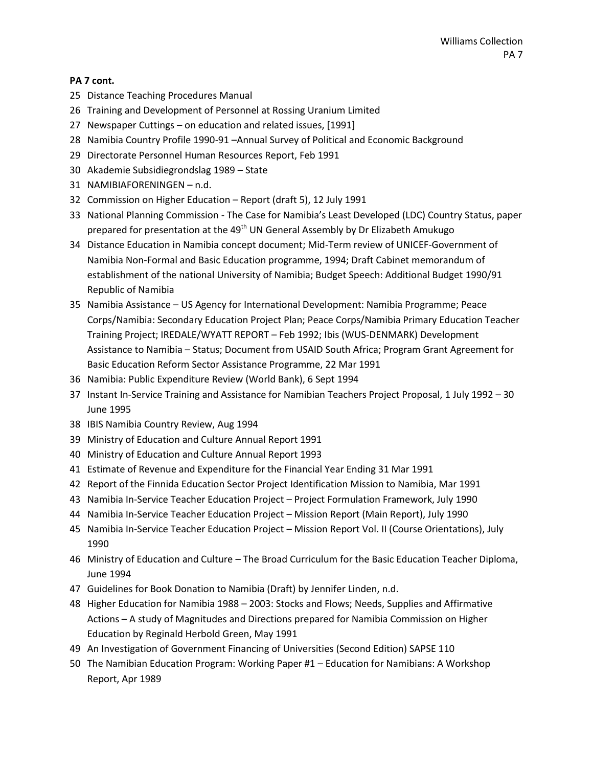**PA 7 cont.**

25 Distance Teaching Procedures Manual

26 Training and Development of Personnel at Rossing Uranium Limited

27 Newspaper Cuttings – on education and related issues, [1991]

28 Namibia Country Profile 1990-91 –Annual Survey of Political and Economic Background

29 Directorate Personnel Human Resources Report, Feb 1991

30 Akademie Subsidiegrondslag 1989 – State

31 NAMIBIAFORENINGEN – n.d.

32 Commission on Higher Education – Report (draft 5), 12 July 1991

33 National Planning Commission - The Case for Namibia's Least Developed (LDC) Country Status, paper prepared for presentation at the 49th UN General Assembly by Dr Elizabeth Amukugo

34 Distance Education in Namibia concept document; Mid-Term review of UNICEF-Government of Namibia Non-Formal and Basic Education programme, 1994; Draft Cabinet memorandum of establishment of the national University of Namibia; Budget Speech: Additional Budget 1990/91 Republic of Namibia

35 Namibia Assistance – US Agency for International Development: Namibia Programme; Peace Corps/Namibia: Secondary Education Project Plan; Peace Corps/Namibia Primary Education Teacher Training Project; IREDALE/WYATT REPORT – Feb 1992; Ibis (WUS-DENMARK) Development Assistance to Namibia – Status; Document from USAID South Africa; Program Grant Agreement for Basic Education Reform Sector Assistance Programme, 22 Mar 1991

36 Namibia: Public Expenditure Review (World Bank), 6 Sept 1994

37 Instant In-Service Training and Assistance for Namibian Teachers Project Proposal, 1 July 1992 – 30 June 1995

38 IBIS Namibia Country Review, Aug 1994

39 Ministry of Education and Culture Annual Report 1991

40 Ministry of Education and Culture Annual Report 1993

41 Estimate of Revenue and Expenditure for the Financial Year Ending 31 Mar 1991

42 Report of the Finnida Education Sector Project Identification Mission to Namibia, Mar 1991

43 Namibia In-Service Teacher Education Project – Project Formulation Framework, July 1990

44 Namibia In-Service Teacher Education Project – Mission Report (Main Report), July 1990

45 Namibia In-Service Teacher Education Project – Mission Report Vol. II (Course Orientations), July 1990

46 Ministry of Education and Culture – The Broad Curriculum for the Basic Education Teacher Diploma, June 1994

47 Guidelines for Book Donation to Namibia (Draft) by Jennifer Linden, n.d.

48 Higher Education for Namibia 1988 – 2003: Stocks and Flows; Needs, Supplies and Affirmative Actions – A study of Magnitudes and Directions prepared for Namibia Commission on Higher Education by Reginald Herbold Green, May 1991

49 An Investigation of Government Financing of Universities (Second Edition) SAPSE 110

50 The Namibian Education Program: Working Paper #1 – Education for Namibians: A Workshop Report, Apr 1989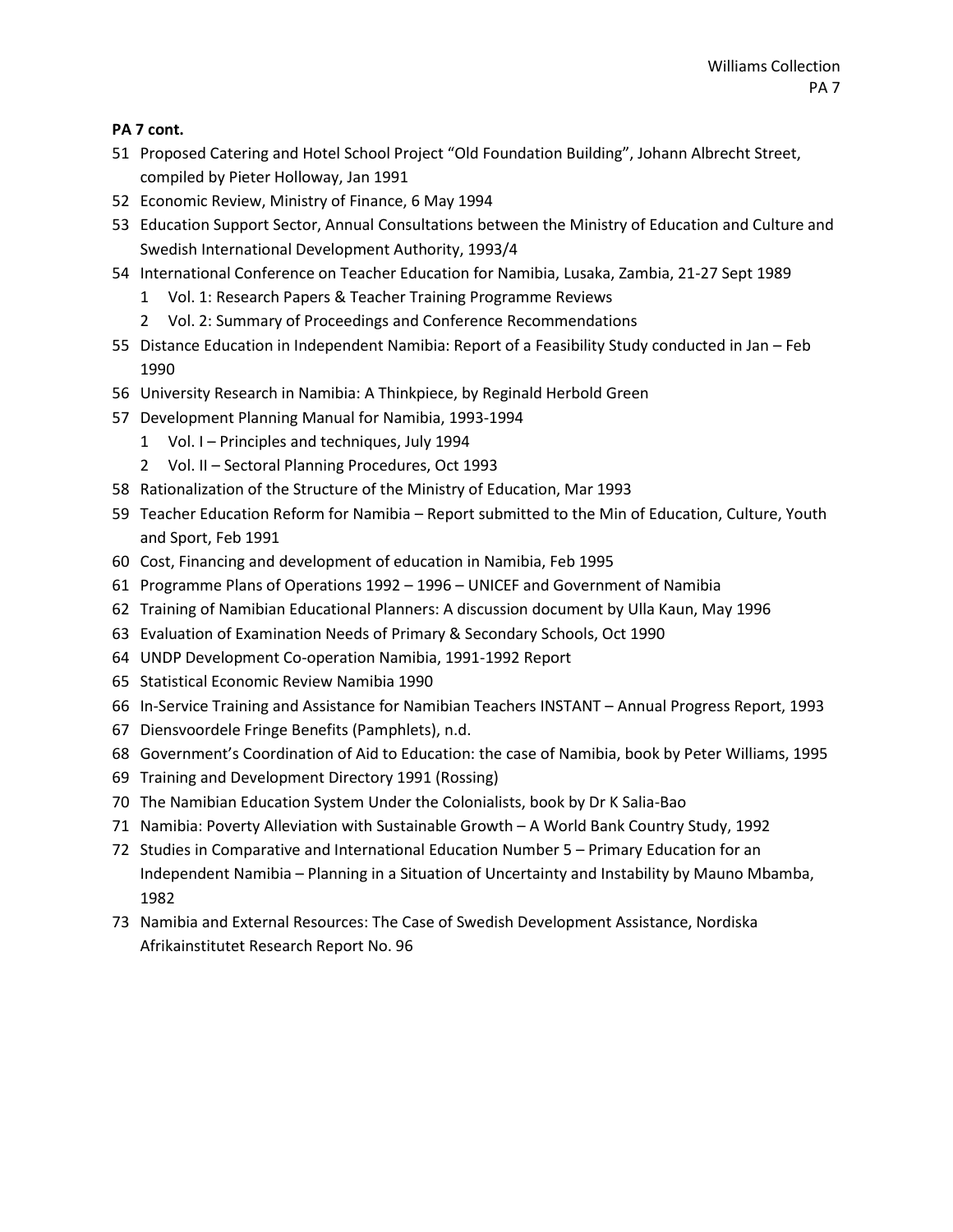**PA 7 cont.**

51 Proposed Catering and Hotel School Project "Old Foundation Building", Johann Albrecht Street, compiled by Pieter Holloway, Jan 1991

52 Economic Review, Ministry of Finance, 6 May 1994

53 Education Support Sector, Annual Consultations between the Ministry of Education and Culture and Swedish International Development Authority, 1993/4

54 International Conference on Teacher Education for Namibia, Lusaka, Zambia, 21-27 Sept 1989

- 1 Vol. 1: Research Papers & Teacher Training Programme Reviews
- 2 Vol. 2: Summary of Proceedings and Conference Recommendations

55 Distance Education in Independent Namibia: Report of a Feasibility Study conducted in Jan – Feb 1990

56 University Research in Namibia: A Thinkpiece, by Reginald Herbold Green

57 Development Planning Manual for Namibia, 1993-1994

- 1 Vol. I – Principles and techniques, July 1994
- 2 Vol. II – Sectoral Planning Procedures, Oct 1993

58 Rationalization of the Structure of the Ministry of Education, Mar 1993

59 Teacher Education Reform for Namibia – Report submitted to the Min of Education, Culture, Youth and Sport, Feb 1991

60 Cost, Financing and development of education in Namibia, Feb 1995

61 Programme Plans of Operations 1992 – 1996 – UNICEF and Government of Namibia

62 Training of Namibian Educational Planners: A discussion document by Ulla Kaun, May 1996

63 Evaluation of Examination Needs of Primary & Secondary Schools, Oct 1990

64 UNDP Development Co-operation Namibia, 1991-1992 Report

65 Statistical Economic Review Namibia 1990

66 In-Service Training and Assistance for Namibian Teachers INSTANT – Annual Progress Report, 1993

67 Diensvoordele Fringe Benefits (Pamphlets), n.d.

68 Government's Coordination of Aid to Education: the case of Namibia, book by Peter Williams, 1995

69 Training and Development Directory 1991 (Rossing)

70 The Namibian Education System Under the Colonialists, book by Dr K Salia-Bao

71 Namibia: Poverty Alleviation with Sustainable Growth – A World Bank Country Study, 1992

72 Studies in Comparative and International Education Number 5 – Primary Education for an Independent Namibia – Planning in a Situation of Uncertainty and Instability by Mauno Mbamba, 1982

73 Namibia and External Resources: The Case of Swedish Development Assistance, Nordiska Afrikainstitutet Research Report No. 96